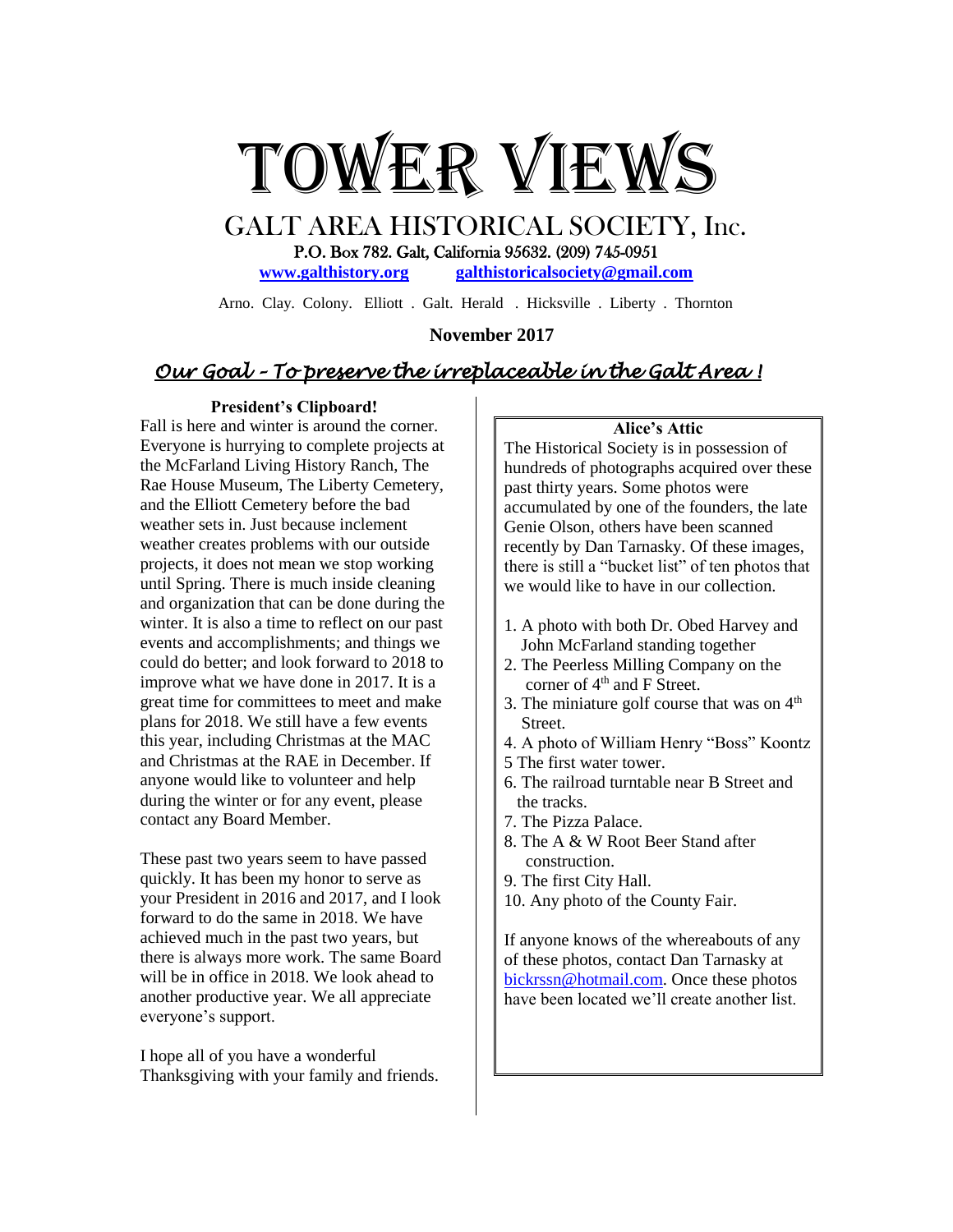# TOWER VIEWS

## GALT AREA HISTORICAL SOCIETY, Inc.

P.O. Box 782. Galt, California 95632. (209) 745-0951

**www.galthistory.org** **galthistoricalsociety@gmail.com**

Arno. Clay. Colony. Elliott . Galt. Herald . Hicksville . Liberty . Thornton

**November 2017**

*Our Goal – To preserve the irreplaceable in the Galt Area !*

### President's Clipboard!

Fall is here and winter is around the corner. Everyone is hurrying to complete projects at the McFarland Living History Ranch, The Rae House Museum, The Liberty Cemetery, and the Elliott Cemetery before the bad weather sets in. Just because inclement weather creates problems with our outside projects, it does not mean we stop working until Spring. There is much inside cleaning and organization that can be done during the winter. It is also a time to reflect on our past events and accomplishments; and things we could do better; and look forward to 2018 to improve what we have done in 2017. It is a great time for committees to meet and make plans for 2018. We still have a few events this year, including Christmas at the MAC and Christmas at the RAE in December. If anyone would like to volunteer and help during the winter or for any event, please contact any Board Member.

These past two years seem to have passed quickly. It has been my honor to serve as your President in 2016 and 2017, and I look forward to do the same in 2018. We have achieved much in the past two years, but there is always more work. The same Board will be in office in 2018. We look ahead to another productive year. We all appreciate everyone's support.

I hope all of you have a wonderful Thanksgiving with your family and friends.

### Alice's Attic

The Historical Society is in possession of hundreds of photographs acquired over these past thirty years. Some photos were accumulated by one of the founders, the late Genie Olson, others have been scanned recently by Dan Tarnasky. Of these images, there is still a "bucket list" of ten photos that we would like to have in our collection.

1. A photo with both Dr. Obed Harvey and John McFarland standing together
2. The Peerless Milling Company on the corner of 4th and F Street.
3. The miniature golf course that was on 4th Street.
4. A photo of William Henry "Boss" Koontz
5. The first water tower.
6. The railroad turntable near B Street and the tracks.
7. The Pizza Palace.
8. The A & W Root Beer Stand after construction.
9. The first City Hall.
10. Any photo of the County Fair.

If anyone knows of the whereabouts of any of these photos, contact Dan Tarnasky at bickrssn@hotmail.com. Once these photos have been located we'll create another list.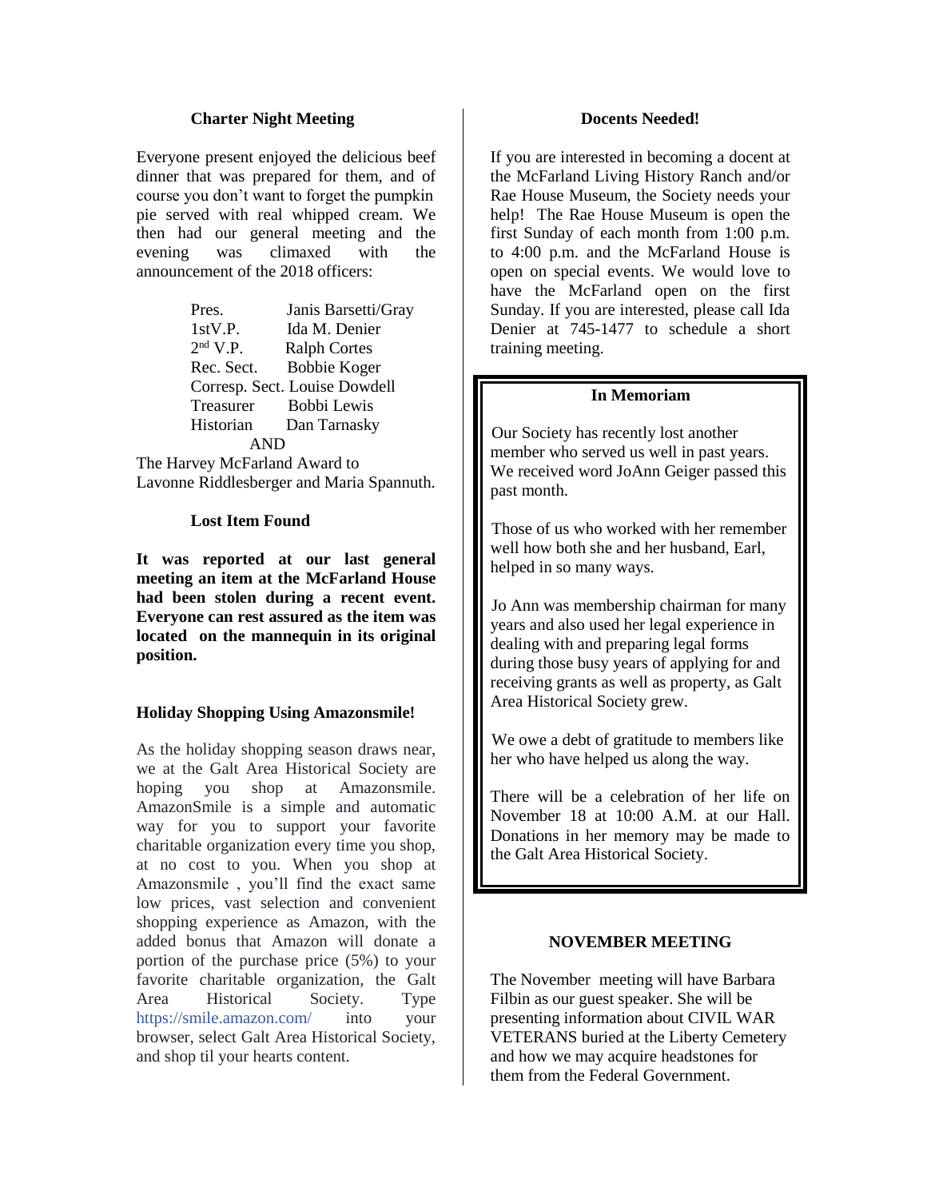### Charter Night Meeting

Everyone present enjoyed the delicious beef dinner that was prepared for them, and of course you don't want to forget the pumpkin pie served with real whipped cream. We then had our general meeting and the evening was climaxed with the announcement of the 2018 officers:

| | |
|---|---|
| Pres. | Janis Barsetti/Gray |
| 1stV.P. | Ida M. Denier |
| 2nd V.P. | Ralph Cortes |
| Rec. Sect. | Bobbie Koger |
| Corresp. Sect. | Louise Dowdell |
| Treasurer | Bobbi Lewis |
| Historian | Dan Tarnasky |

AND

The Harvey McFarland Award to Lavonne Riddlesberger and Maria Spannuth.

### Lost Item Found

**It was reported at our last general meeting an item at the McFarland House had been stolen during a recent event. Everyone can rest assured as the item was located on the mannequin in its original position.**

### Holiday Shopping Using Amazonsmile!

As the holiday shopping season draws near, we at the Galt Area Historical Society are hoping you shop at Amazonsmile. AmazonSmile is a simple and automatic way for you to support your favorite charitable organization every time you shop, at no cost to you. When you shop at Amazonsmile , you'll find the exact same low prices, vast selection and convenient shopping experience as Amazon, with the added bonus that Amazon will donate a portion of the purchase price (5%) to your favorite charitable organization, the Galt Area Historical Society. Type https://smile.amazon.com/ into your browser, select Galt Area Historical Society, and shop til your hearts content.

### Docents Needed!

If you are interested in becoming a docent at the McFarland Living History Ranch and/or Rae House Museum, the Society needs your help! The Rae House Museum is open the first Sunday of each month from 1:00 p.m. to 4:00 p.m. and the McFarland House is open on special events. We would love to have the McFarland open on the first Sunday. If you are interested, please call Ida Denier at 745-1477 to schedule a short training meeting.

### In Memoriam

Our Society has recently lost another member who served us well in past years. We received word JoAnn Geiger passed this past month.

Those of us who worked with her remember well how both she and her husband, Earl, helped in so many ways.

Jo Ann was membership chairman for many years and also used her legal experience in dealing with and preparing legal forms during those busy years of applying for and receiving grants as well as property, as Galt Area Historical Society grew.

We owe a debt of gratitude to members like her who have helped us along the way.

There will be a celebration of her life on November 18 at 10:00 A.M. at our Hall. Donations in her memory may be made to the Galt Area Historical Society.

### NOVEMBER MEETING

The November meeting will have Barbara Filbin as our guest speaker. She will be presenting information about CIVIL WAR VETERANS buried at the Liberty Cemetery and how we may acquire headstones for them from the Federal Government.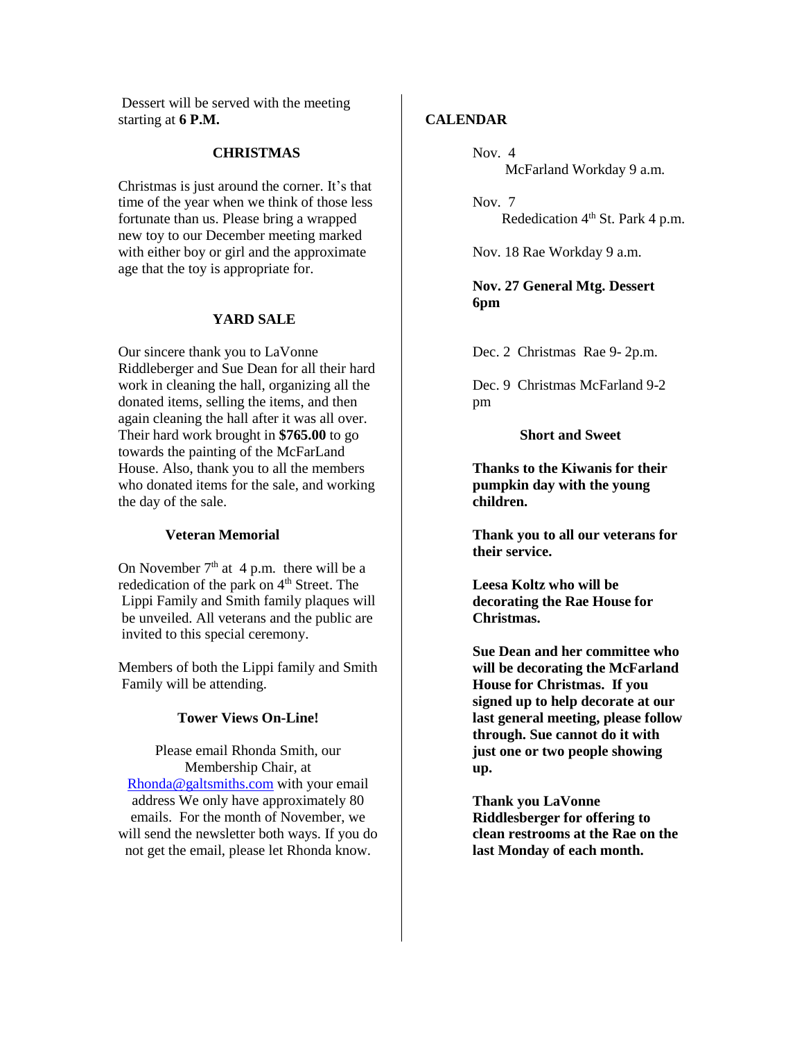Dessert will be served with the meeting starting at **6 P.M.**

### CHRISTMAS

Christmas is just around the corner. It's that time of the year when we think of those less fortunate than us. Please bring a wrapped new toy to our December meeting marked with either boy or girl and the approximate age that the toy is appropriate for.

### YARD SALE

Our sincere thank you to LaVonne Riddleberger and Sue Dean for all their hard work in cleaning the hall, organizing all the donated items, selling the items, and then again cleaning the hall after it was all over. Their hard work brought in **$765.00** to go towards the painting of the McFarLand House. Also, thank you to all the members who donated items for the sale, and working the day of the sale.

### Veteran Memorial

On November 7th at 4 p.m. there will be a rededication of the park on 4th Street. The Lippi Family and Smith family plaques will be unveiled. All veterans and the public are invited to this special ceremony.

Members of both the Lippi family and Smith Family will be attending.

### Tower Views On-Line!

Please email Rhonda Smith, our Membership Chair, at Rhonda@galtsmiths.com with your email address We only have approximately 80 emails. For the month of November, we will send the newsletter both ways. If you do not get the email, please let Rhonda know.

### CALENDAR

Nov. 4
McFarland Workday 9 a.m.

Nov. 7
Rededication 4th St. Park 4 p.m.

Nov. 18 Rae Workday 9 a.m.

**Nov. 27 General Mtg. Dessert 6pm**

Dec. 2 Christmas Rae 9- 2p.m.

Dec. 9 Christmas McFarland 9-2 pm

### Short and Sweet

**Thanks to the Kiwanis for their pumpkin day with the young children.**

**Thank you to all our veterans for their service.**

**Leesa Koltz who will be decorating the Rae House for Christmas.**

**Sue Dean and her committee who will be decorating the McFarland House for Christmas. If you signed up to help decorate at our last general meeting, please follow through. Sue cannot do it with just one or two people showing up.**

**Thank you LaVonne Riddlesberger for offering to clean restrooms at the Rae on the last Monday of each month.**